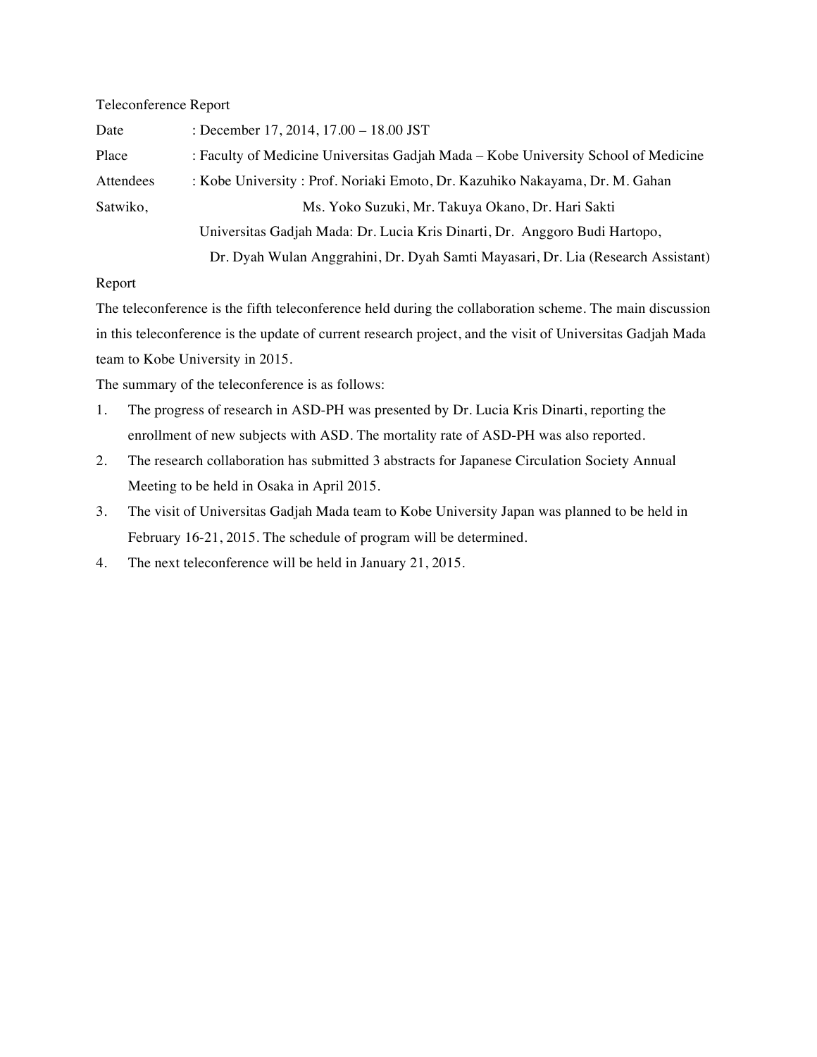Teleconference Report

Date : December 17, 2014, 17.00 – 18.00 JST

Place : Faculty of Medicine Universitas Gadjah Mada – Kobe University School of Medicine

Attendees : Kobe University : Prof. Noriaki Emoto, Dr. Kazuhiko Nakayama, Dr. M. Gahan Satwiko, Ms. Yoko Suzuki, Mr. Takuya Okano, Dr. Hari Sakti

Universitas Gadjah Mada: Dr. Lucia Kris Dinarti, Dr. Anggoro Budi Hartopo, Dr. Dyah Wulan Anggrahini, Dr. Dyah Samti Mayasari, Dr. Lia (Research Assistant)

Report

The teleconference is the fifth teleconference held during the collaboration scheme. The main discussion in this teleconference is the update of current research project, and the visit of Universitas Gadjah Mada team to Kobe University in 2015.

The summary of the teleconference is as follows:

1. The progress of research in ASD-PH was presented by Dr. Lucia Kris Dinarti, reporting the enrollment of new subjects with ASD. The mortality rate of ASD-PH was also reported.
2. The research collaboration has submitted 3 abstracts for Japanese Circulation Society Annual Meeting to be held in Osaka in April 2015.
3. The visit of Universitas Gadjah Mada team to Kobe University Japan was planned to be held in February 16-21, 2015. The schedule of program will be determined.
4. The next teleconference will be held in January 21, 2015.